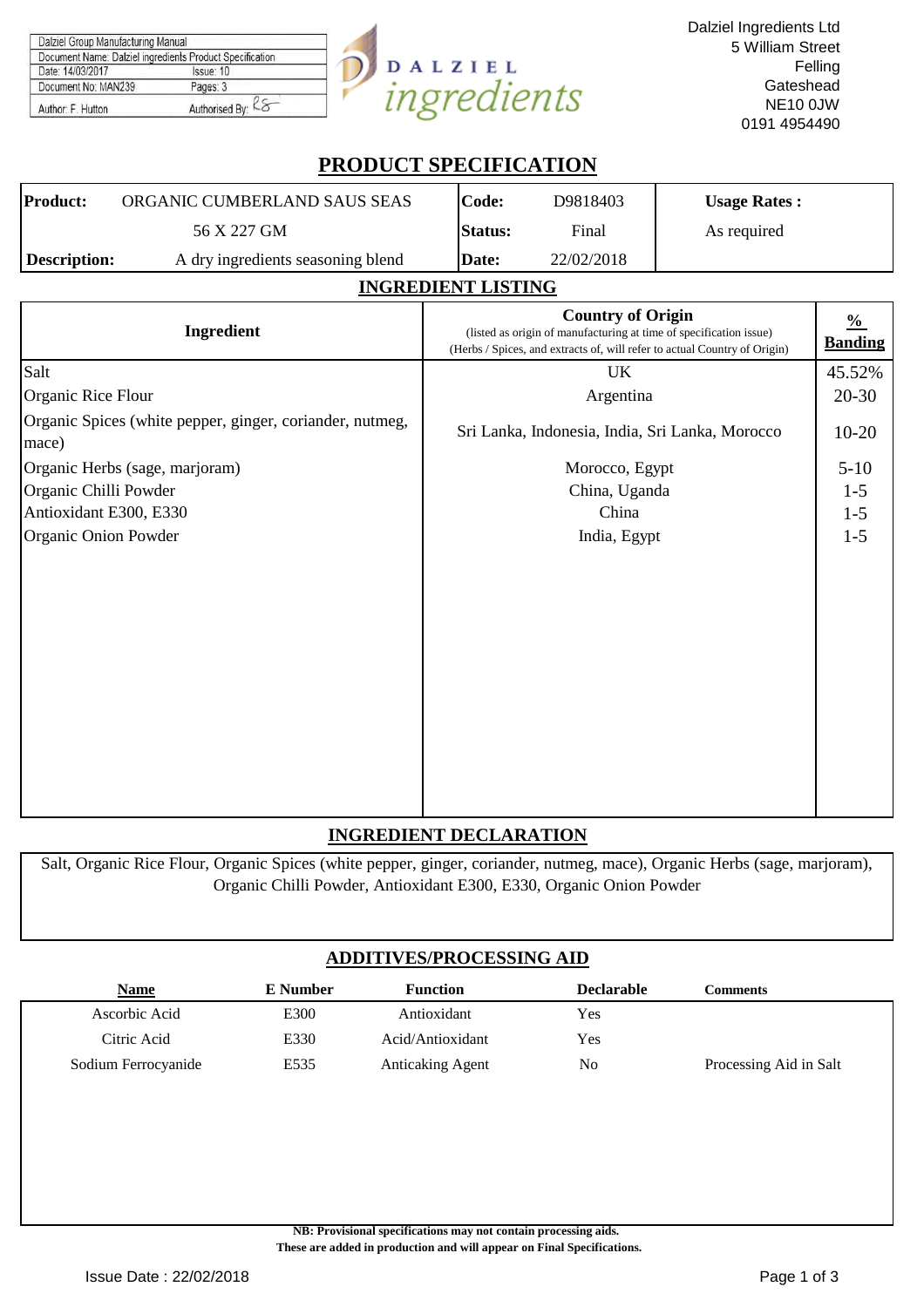| Dalziel Group Manufacturing Manual | |
|---|---|
| Document Name: Dalziel ingredients Product Specification | |
| Date: 14/03/2017 | Issue: 10 |
| Document No: MAN239 | Pages: 3 |
| Author: F. Hutton | Authorised By: |

Dalziel Ingredients Ltd
5 William Street
Felling
Gateshead
NE10 0JW
0191 4954490

# PRODUCT SPECIFICATION

| **Product:** | ORGANIC CUMBERLAND SAUS SEAS 56 X 227 GM | **Code:** | D9818403 | **Usage Rates :** |
|---|---|---|---|---|
| | | **Status:** | Final | As required |
| **Description:** | A dry ingredients seasoning blend | **Date:** | 22/02/2018 | |

## INGREDIENT LISTING

| Ingredient | Country of Origin (listed as origin of manufacturing at time of specification issue) (Herbs / Spices, and extracts of, will refer to actual Country of Origin) | % Banding |
|---|---|---|
| Salt | UK | 45.52% |
| Organic Rice Flour | Argentina | 20-30 |
| Organic Spices (white pepper, ginger, coriander, nutmeg, mace) | Sri Lanka, Indonesia, India, Sri Lanka, Morocco | 10-20 |
| Organic Herbs (sage, marjoram) | Morocco, Egypt | 5-10 |
| Organic Chilli Powder | China, Uganda | 1-5 |
| Antioxidant E300, E330 | China | 1-5 |
| Organic Onion Powder | India, Egypt | 1-5 |

## INGREDIENT DECLARATION

Salt, Organic Rice Flour, Organic Spices (white pepper, ginger, coriander, nutmeg, mace), Organic Herbs (sage, marjoram), Organic Chilli Powder, Antioxidant E300, E330, Organic Onion Powder

## ADDITIVES/PROCESSING AID

| Name | E Number | Function | Declarable | Comments |
|---|---|---|---|---|
| Ascorbic Acid | E300 | Antioxidant | Yes | |
| Citric Acid | E330 | Acid/Antioxidant | Yes | |
| Sodium Ferrocyanide | E535 | Anticaking Agent | No | Processing Aid in Salt |

**NB: Provisional specifications may not contain processing aids.**
**These are added in production and will appear on Final Specifications.**

Issue Date : 22/02/2018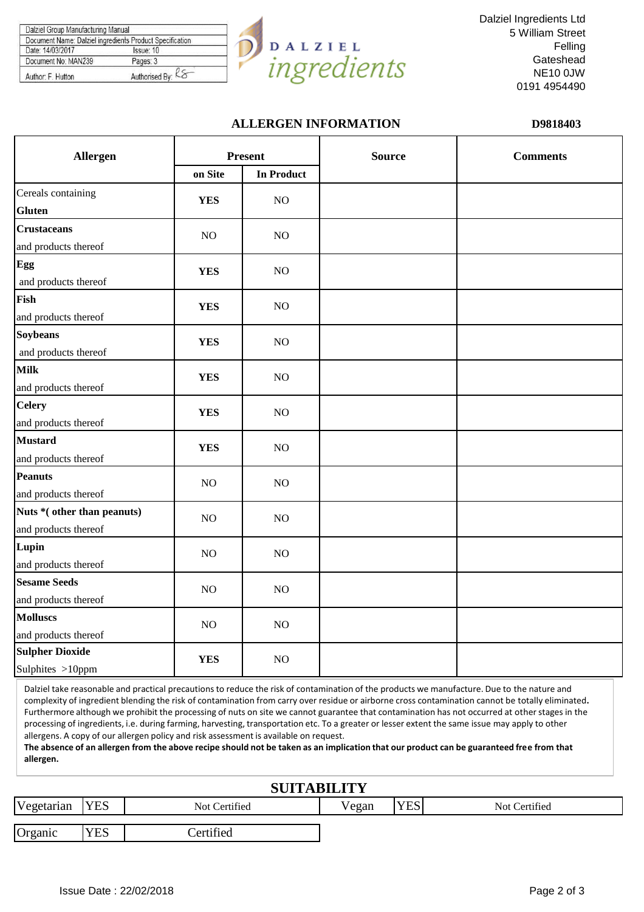| Dalziel Group Manufacturing Manual | |
|---|---|
| Document Name: Dalziel ingredients Product Specification | |
| Date: 14/03/2017 | Issue: 10 |
| Document No: MAN239 | Pages: 3 |
| Author: F. Hutton | Authorised By: RS |

DALZIEL ingredients

Dalziel Ingredients Ltd
5 William Street
Felling
Gateshead
NE10 0JW
0191 4954490

## ALLERGEN INFORMATION

**D9818403**

| Allergen | Present | | Source | Comments |
|---|---|---|---|---|
| | on Site | In Product | | |
| Cereals containing **Gluten** | **YES** | NO | | |
| **Crustaceans** and products thereof | NO | NO | | |
| **Egg** and products thereof | **YES** | NO | | |
| **Fish** and products thereof | **YES** | NO | | |
| **Soybeans** and products thereof | **YES** | NO | | |
| **Milk** and products thereof | **YES** | NO | | |
| **Celery** and products thereof | **YES** | NO | | |
| **Mustard** and products thereof | **YES** | NO | | |
| **Peanuts** and products thereof | NO | NO | | |
| **Nuts *( other than peanuts)** and products thereof | NO | NO | | |
| **Lupin** and products thereof | NO | NO | | |
| **Sesame Seeds** and products thereof | NO | NO | | |
| **Molluscs** and products thereof | NO | NO | | |
| **Sulpher Dioxide** Sulphites >10ppm | **YES** | NO | | |

Dalziel take reasonable and practical precautions to reduce the risk of contamination of the products we manufacture. Due to the nature and complexity of ingredient blending the risk of contamination from carry over residue or airborne cross contamination cannot be totally eliminated. Furthermore although we prohibit the processing of nuts on site we cannot guarantee that contamination has not occurred at other stages in the processing of ingredients, i.e. during farming, harvesting, transportation etc. To a greater or lesser extent the same issue may apply to other allergens. A copy of our allergen policy and risk assessment is available on request.
**The absence of an allergen from the above recipe should not be taken as an implication that our product can be guaranteed free from that allergen.**

## SUITABILITY

| Vegetarian | YES | Not Certified | Vegan | YES | Not Certified |
|---|---|---|---|---|---|
| Organic | YES | Certified | | | |

Issue Date : 22/02/2018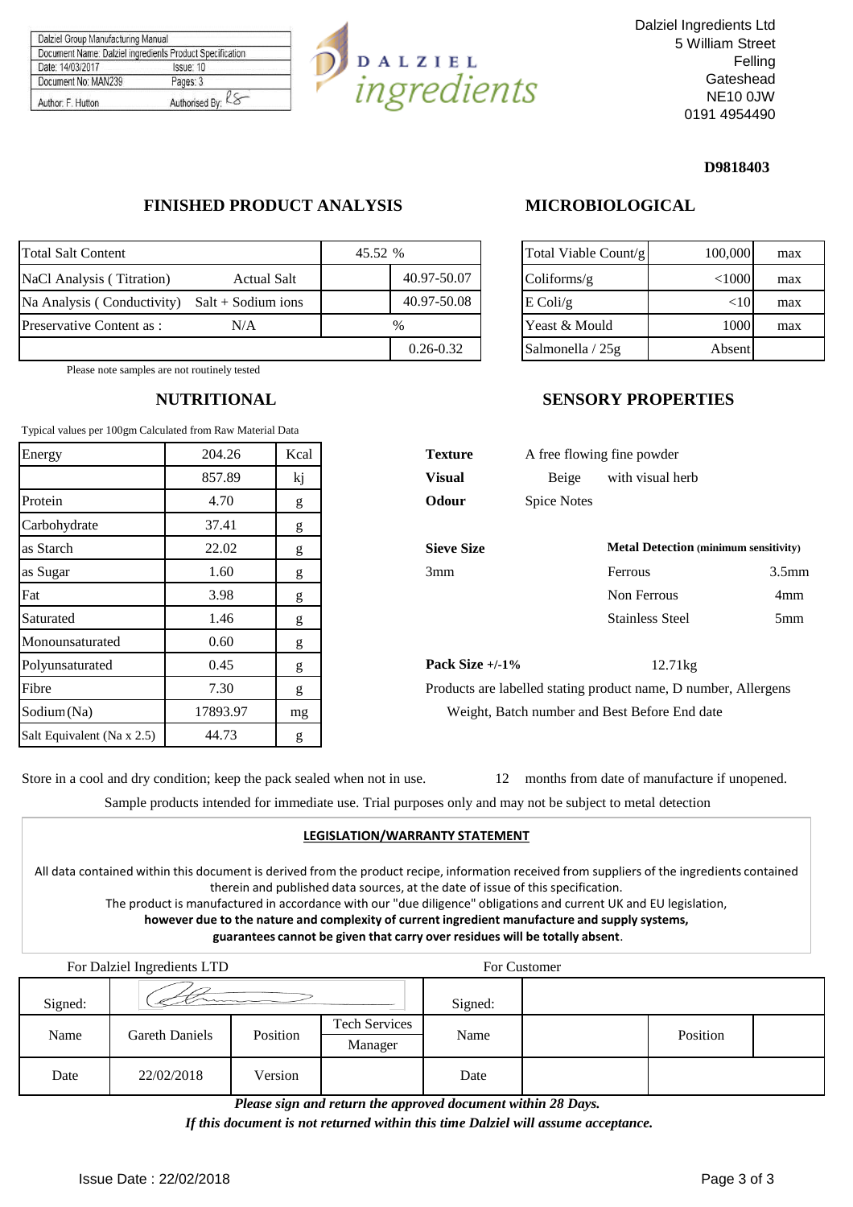| | |
|---|---|
| Dalziel Group Manufacturing Manual | |
| Document Name: Dalziel Ingredients Product Specification | |
| Date: 14/03/2017 | Issue: 10 |
| Document No: MAN239 | Pages: 3 |
| Author: F. Hutton | Authorised By: |

Dalziel Ingredients Ltd
5 William Street
Felling
Gateshead
NE10 0JW
0191 4954490

**D9818403**

## FINISHED PRODUCT ANALYSIS

| | | | |
|---|---|---|---|
| Total Salt Content | | 45.52 % | |
| NaCl Analysis ( Titration) | Actual Salt | | 40.97-50.07 |
| Na Analysis ( Conductivity) | Salt + Sodium ions | | 40.97-50.08 |
| Preservative Content as : | N/A | % | |
| | | | 0.26-0.32 |

Please note samples are not routinely tested

## MICROBIOLOGICAL

| | | |
|---|---|---|
| Total Viable Count/g | 100,000 | max |
| Coliforms/g | <1000 | max |
| E Coli/g | <10 | max |
| Yeast & Mould | 1000 | max |
| Salmonella / 25g | Absent | |

## NUTRITIONAL

Typical values per 100gm Calculated from Raw Material Data

| | | |
|---|---|---|
| Energy | 204.26 | Kcal |
| | 857.89 | kj |
| Protein | 4.70 | g |
| Carbohydrate | 37.41 | g |
| as Starch | 22.02 | g |
| as Sugar | 1.60 | g |
| Fat | 3.98 | g |
| Saturated | 1.46 | g |
| Monounsaturated | 0.60 | g |
| Polyunsaturated | 0.45 | g |
| Fibre | 7.30 | g |
| Sodium (Na) | 17893.97 | mg |
| Salt Equivalent (Na x 2.5) | 44.73 | g |

## SENSORY PROPERTIES

**Texture** A free flowing fine powder

**Visual** Beige with visual herb

**Odour** Spice Notes

**Sieve Size**

3mm

**Metal Detection (minimum sensitivity)**

| | |
|---|---|
| Ferrous | 3.5mm |
| Non Ferrous | 4mm |
| Stainless Steel | 5mm |

**Pack Size +/-1%** 12.71kg

Products are labelled stating product name, D number, Allergens Weight, Batch number and Best Before End date

Store in a cool and dry condition; keep the pack sealed when not in use. 12 months from date of manufacture if unopened.

Sample products intended for immediate use. Trial purposes only and may not be subject to metal detection

**LEGISLATION/WARRANTY STATEMENT**

All data contained within this document is derived from the product recipe, information received from suppliers of the ingredients contained therein and published data sources, at the date of issue of this specification.
The product is manufactured in accordance with our "due diligence" obligations and current UK and EU legislation,
**however due to the nature and complexity of current ingredient manufacture and supply systems, guarantees cannot be given that carry over residues will be totally absent**.

| For Dalziel Ingredients LTD | | | | For Customer | | | |
|---|---|---|---|---|---|---|---|
| Signed: | | | | Signed: | | | |
| Name | Gareth Daniels | Position | Tech Services Manager | Name | | Position | |
| Date | 22/02/2018 | Version | | Date | | | |

***Please sign and return the approved document within 28 Days.***

***If this document is not returned within this time Dalziel will assume acceptance.***

Issue Date : 22/02/2018